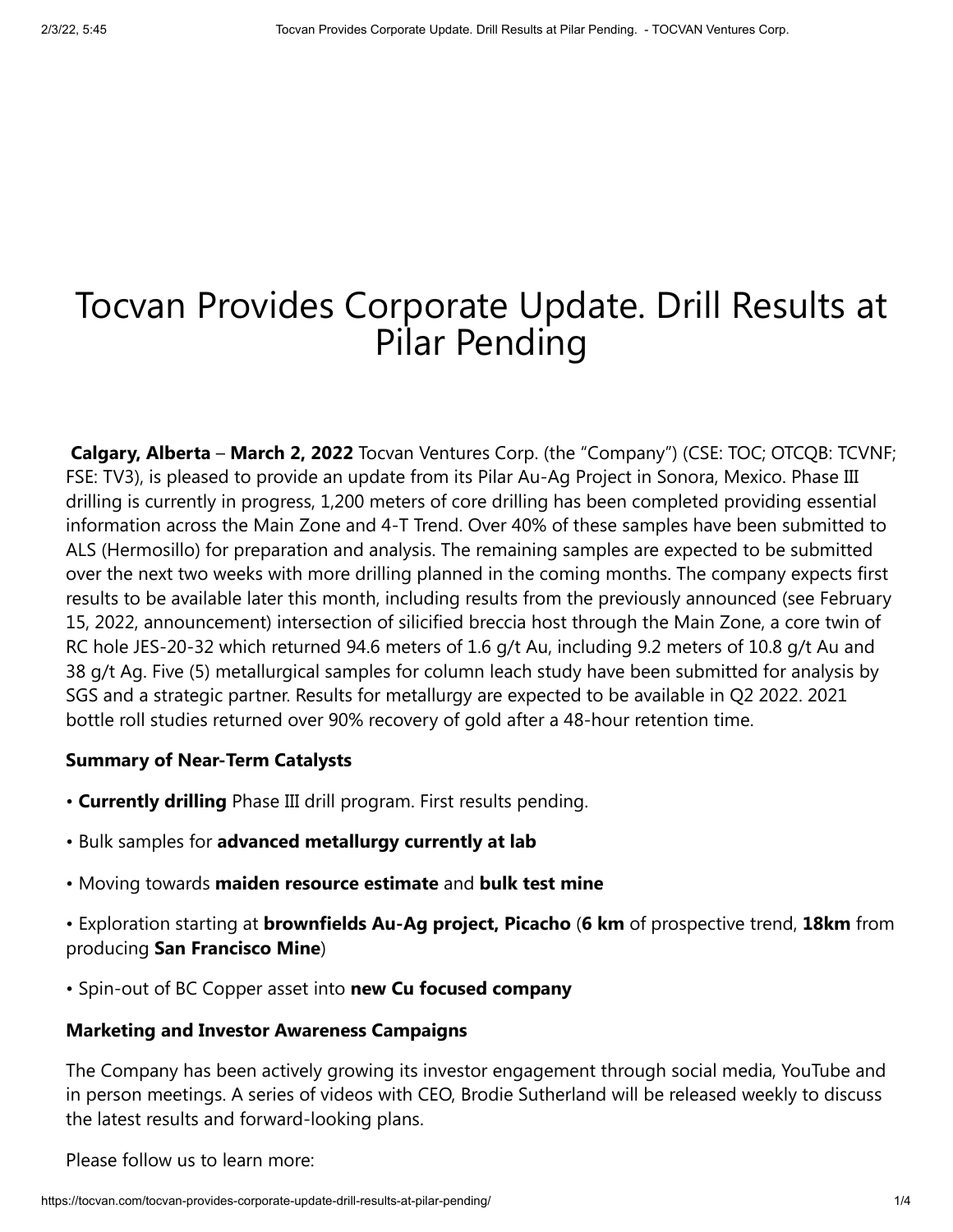# Tocvan Provides Corporate Update. Drill Results at Pilar Pending

**Calgary, Alberta** – **March 2, 2022** Tocvan Ventures Corp. (the "Company") (CSE: TOC; OTCQB: TCVNF; FSE: TV3), is pleased to provide an update from its Pilar Au-Ag Project in Sonora, Mexico. Phase III drilling is currently in progress, 1,200 meters of core drilling has been completed providing essential information across the Main Zone and 4-T Trend. Over 40% of these samples have been submitted to ALS (Hermosillo) for preparation and analysis. The remaining samples are expected to be submitted over the next two weeks with more drilling planned in the coming months. The company expects first results to be available later this month, including results from the previously announced (see February 15, 2022, announcement) intersection of silicified breccia host through the Main Zone, a core twin of RC hole JES-20-32 which returned 94.6 meters of 1.6 g/t Au, including 9.2 meters of 10.8 g/t Au and 38 g/t Ag. Five (5) metallurgical samples for column leach study have been submitted for analysis by SGS and a strategic partner. Results for metallurgy are expected to be available in Q2 2022. 2021 bottle roll studies returned over 90% recovery of gold after a 48-hour retention time.

**Summary of Near-Term Catalysts**

- **Currently drilling** Phase III drill program. First results pending.
- Bulk samples for **advanced metallurgy currently at lab**
- Moving towards **maiden resource estimate** and **bulk test mine**
- Exploration starting at **brownfields Au-Ag project, Picacho** (**6 km** of prospective trend, **18km** from producing **San Francisco Mine**)
- Spin-out of BC Copper asset into **new Cu focused company**

**Marketing and Investor Awareness Campaigns**

The Company has been actively growing its investor engagement through social media, YouTube and in person meetings. A series of videos with CEO, Brodie Sutherland will be released weekly to discuss the latest results and forward-looking plans.

Please follow us to learn more: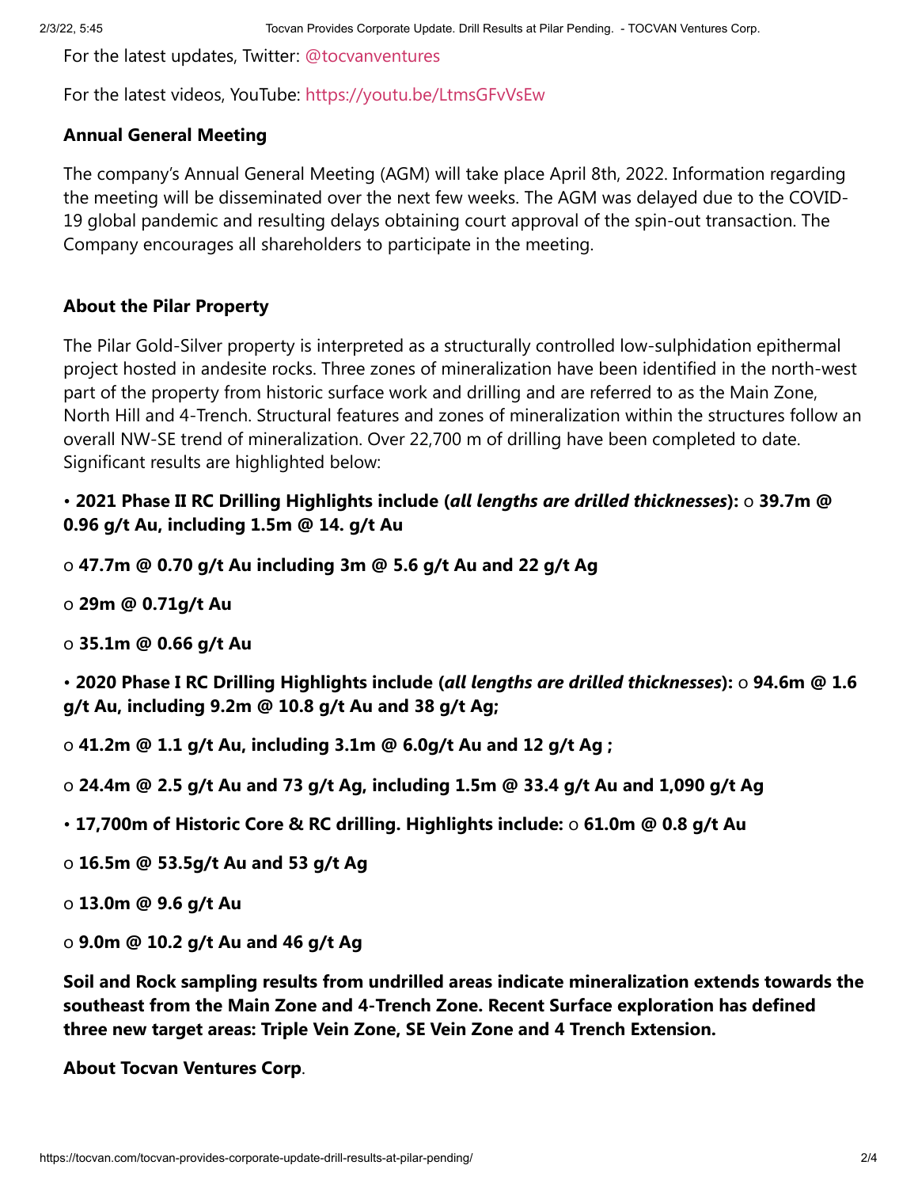For the latest updates, Twitter: @tocvanventures

For the latest videos, YouTube: https://youtu.be/LtmsGFvVsEw

**Annual General Meeting**

The company's Annual General Meeting (AGM) will take place April 8th, 2022. Information regarding the meeting will be disseminated over the next few weeks. The AGM was delayed due to the COVID-19 global pandemic and resulting delays obtaining court approval of the spin-out transaction. The Company encourages all shareholders to participate in the meeting.

**About the Pilar Property**

The Pilar Gold-Silver property is interpreted as a structurally controlled low-sulphidation epithermal project hosted in andesite rocks. Three zones of mineralization have been identified in the north-west part of the property from historic surface work and drilling and are referred to as the Main Zone, North Hill and 4-Trench. Structural features and zones of mineralization within the structures follow an overall NW-SE trend of mineralization. Over 22,700 m of drilling have been completed to date. Significant results are highlighted below:

• **2021 Phase II RC Drilling Highlights include (*all lengths are drilled thicknesses*):** o **39.7m @ 0.96 g/t Au, including 1.5m @ 14. g/t Au**

o **47.7m @ 0.70 g/t Au including 3m @ 5.6 g/t Au and 22 g/t Ag**

o **29m @ 0.71g/t Au**

o **35.1m @ 0.66 g/t Au**

• **2020 Phase I RC Drilling Highlights include (*all lengths are drilled thicknesses*):** o **94.6m @ 1.6 g/t Au, including 9.2m @ 10.8 g/t Au and 38 g/t Ag;**

o **41.2m @ 1.1 g/t Au, including 3.1m @ 6.0g/t Au and 12 g/t Ag ;**

o **24.4m @ 2.5 g/t Au and 73 g/t Ag, including 1.5m @ 33.4 g/t Au and 1,090 g/t Ag**

• **17,700m of Historic Core & RC drilling. Highlights include:** o **61.0m @ 0.8 g/t Au**

o **16.5m @ 53.5g/t Au and 53 g/t Ag**

o **13.0m @ 9.6 g/t Au**

o **9.0m @ 10.2 g/t Au and 46 g/t Ag**

**Soil and Rock sampling results from undrilled areas indicate mineralization extends towards the southeast from the Main Zone and 4-Trench Zone. Recent Surface exploration has defined three new target areas: Triple Vein Zone, SE Vein Zone and 4 Trench Extension.**

**About Tocvan Ventures Corp**.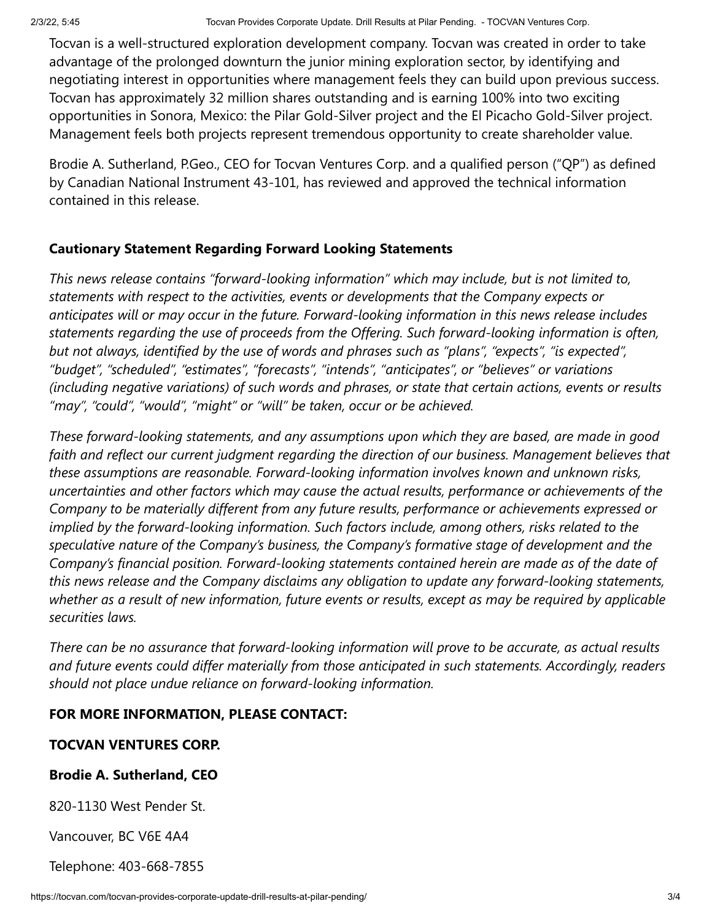Tocvan is a well-structured exploration development company. Tocvan was created in order to take advantage of the prolonged downturn the junior mining exploration sector, by identifying and negotiating interest in opportunities where management feels they can build upon previous success. Tocvan has approximately 32 million shares outstanding and is earning 100% into two exciting opportunities in Sonora, Mexico: the Pilar Gold-Silver project and the El Picacho Gold-Silver project. Management feels both projects represent tremendous opportunity to create shareholder value.

Brodie A. Sutherland, P.Geo., CEO for Tocvan Ventures Corp. and a qualified person ("QP") as defined by Canadian National Instrument 43-101, has reviewed and approved the technical information contained in this release.

**Cautionary Statement Regarding Forward Looking Statements**

*This news release contains "forward-looking information" which may include, but is not limited to, statements with respect to the activities, events or developments that the Company expects or anticipates will or may occur in the future. Forward-looking information in this news release includes statements regarding the use of proceeds from the Offering. Such forward-looking information is often, but not always, identified by the use of words and phrases such as "plans", "expects", "is expected", "budget", "scheduled", "estimates", "forecasts", "intends", "anticipates", or "believes" or variations (including negative variations) of such words and phrases, or state that certain actions, events or results "may", "could", "would", "might" or "will" be taken, occur or be achieved.*

*These forward-looking statements, and any assumptions upon which they are based, are made in good faith and reflect our current judgment regarding the direction of our business. Management believes that these assumptions are reasonable. Forward-looking information involves known and unknown risks, uncertainties and other factors which may cause the actual results, performance or achievements of the Company to be materially different from any future results, performance or achievements expressed or implied by the forward-looking information. Such factors include, among others, risks related to the speculative nature of the Company's business, the Company's formative stage of development and the Company's financial position. Forward-looking statements contained herein are made as of the date of this news release and the Company disclaims any obligation to update any forward-looking statements, whether as a result of new information, future events or results, except as may be required by applicable securities laws.*

*There can be no assurance that forward-looking information will prove to be accurate, as actual results and future events could differ materially from those anticipated in such statements. Accordingly, readers should not place undue reliance on forward-looking information.*

**FOR MORE INFORMATION, PLEASE CONTACT:**

**TOCVAN VENTURES CORP.**

**Brodie A. Sutherland, CEO**

820-1130 West Pender St.

Vancouver, BC V6E 4A4

Telephone: 403-668-7855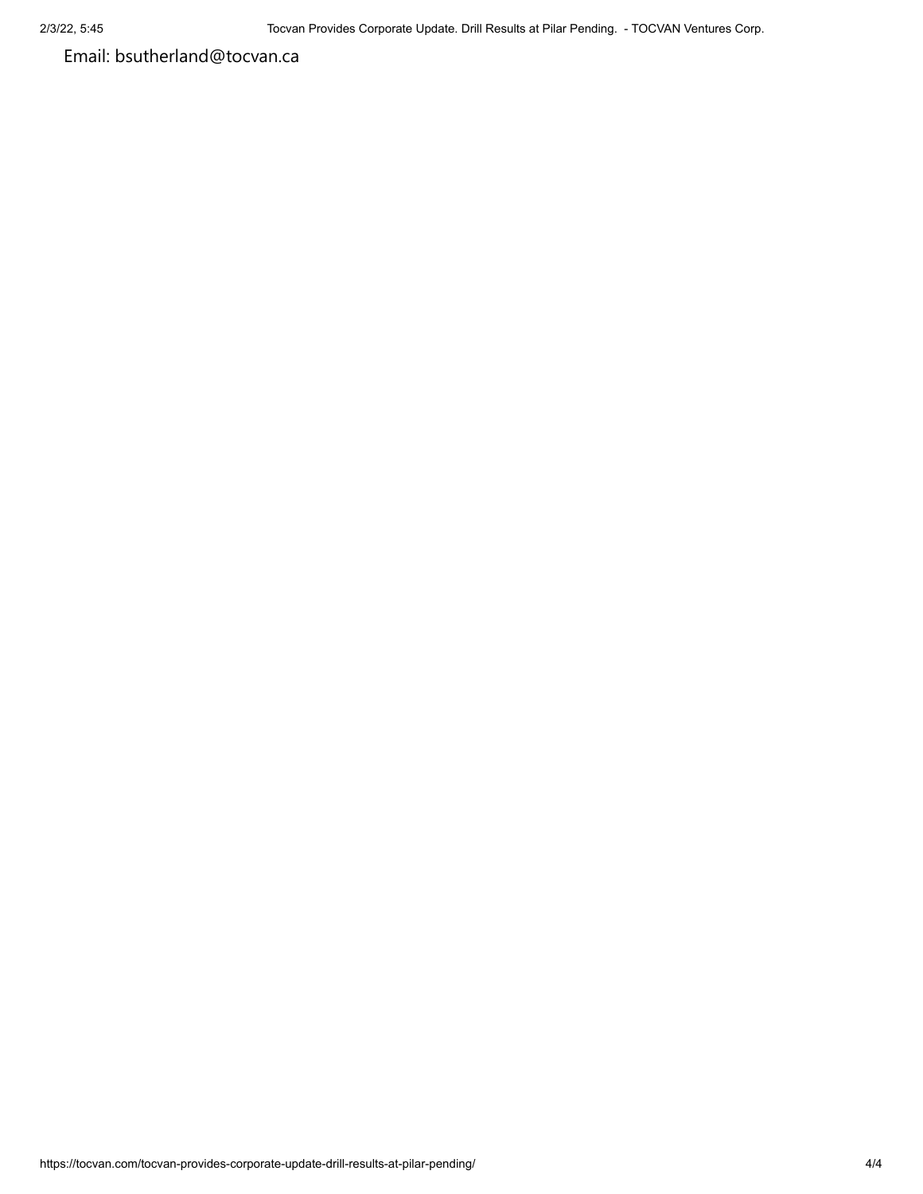Email: bsutherland@tocvan.ca